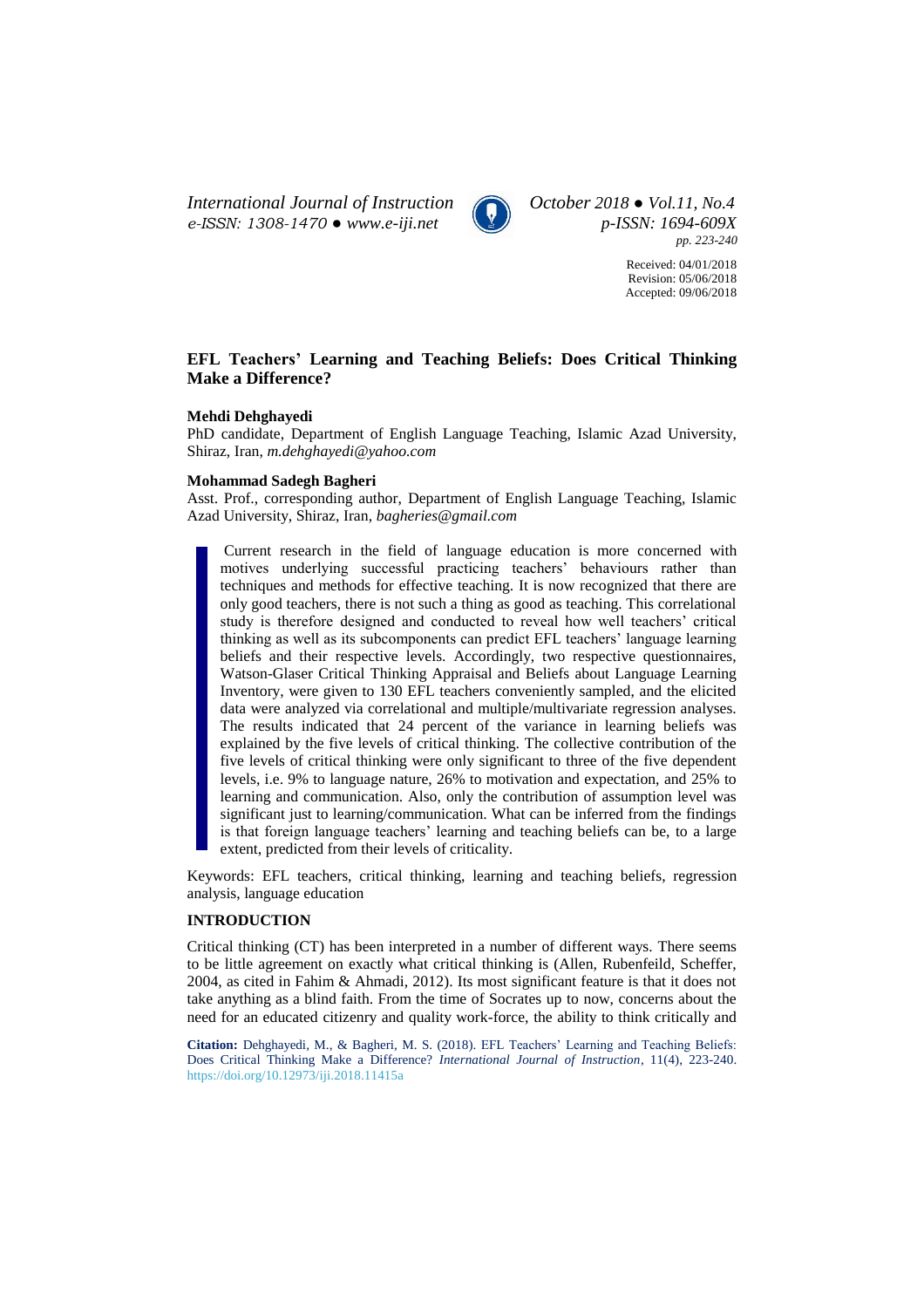# EFL Teachers' Learning and Teaching Beliefs: Does Critical Thinking Make a Difference?

**Mehdi Dehghayedi**

PhD candidate, Department of English Language Teaching, Islamic Azad University, Shiraz, Iran, *m.dehghayedi@yahoo.com*

**Mohammad Sadegh Bagheri**

Asst. Prof., corresponding author, Department of English Language Teaching, Islamic Azad University, Shiraz, Iran, *bagheries@gmail.com*

Current research in the field of language education is more concerned with motives underlying successful practicing teachers' behaviours rather than techniques and methods for effective teaching. It is now recognized that there are only good teachers, there is not such a thing as good as teaching. This correlational study is therefore designed and conducted to reveal how well teachers' critical thinking as well as its subcomponents can predict EFL teachers' language learning beliefs and their respective levels. Accordingly, two respective questionnaires, Watson-Glaser Critical Thinking Appraisal and Beliefs about Language Learning Inventory, were given to 130 EFL teachers conveniently sampled, and the elicited data were analyzed via correlational and multiple/multivariate regression analyses. The results indicated that 24 percent of the variance in learning beliefs was explained by the five levels of critical thinking. The collective contribution of the five levels of critical thinking were only significant to three of the five dependent levels, i.e. 9% to language nature, 26% to motivation and expectation, and 25% to learning and communication. Also, only the contribution of assumption level was significant just to learning/communication. What can be inferred from the findings is that foreign language teachers' learning and teaching beliefs can be, to a large extent, predicted from their levels of criticality.

Keywords: EFL teachers, critical thinking, learning and teaching beliefs, regression analysis, language education

## INTRODUCTION

Critical thinking (CT) has been interpreted in a number of different ways. There seems to be little agreement on exactly what critical thinking is (Allen, Rubenfeild, Scheffer, 2004, as cited in Fahim & Ahmadi, 2012). Its most significant feature is that it does not take anything as a blind faith. From the time of Socrates up to now, concerns about the need for an educated citizenry and quality work-force, the ability to think critically and

**Citation:** Dehghayedi, M., & Bagheri, M. S. (2018). EFL Teachers' Learning and Teaching Beliefs: Does Critical Thinking Make a Difference? *International Journal of Instruction*, 11(4), 223-240. https://doi.org/10.12973/iji.2018.11415a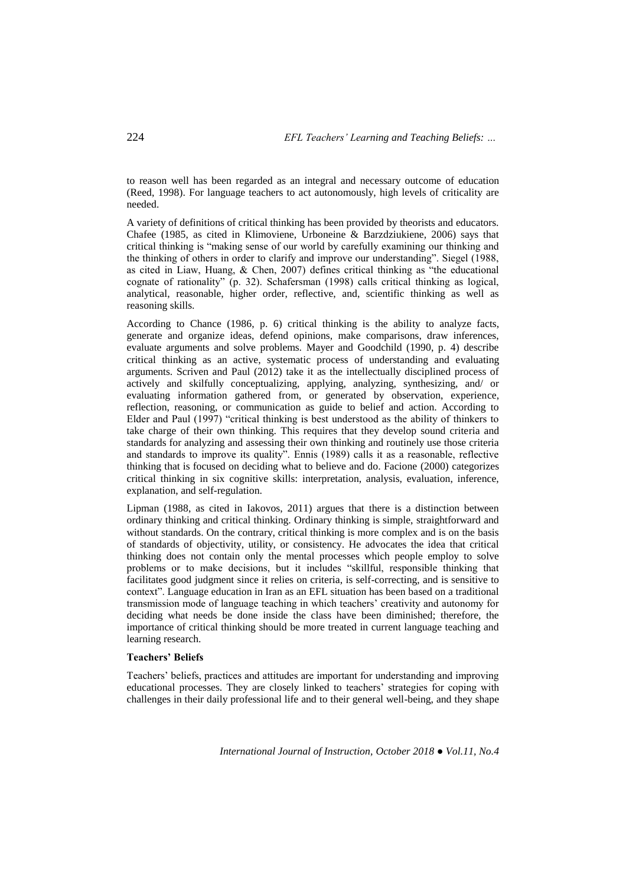to reason well has been regarded as an integral and necessary outcome of education (Reed, 1998). For language teachers to act autonomously, high levels of criticality are needed.

A variety of definitions of critical thinking has been provided by theorists and educators. Chafee (1985, as cited in Klimoviene, Urboneine & Barzdziukiene, 2006) says that critical thinking is "making sense of our world by carefully examining our thinking and the thinking of others in order to clarify and improve our understanding". Siegel (1988, as cited in Liaw, Huang, & Chen, 2007) defines critical thinking as "the educational cognate of rationality" (p. 32). Schafersman (1998) calls critical thinking as logical, analytical, reasonable, higher order, reflective, and, scientific thinking as well as reasoning skills.

According to Chance (1986, p. 6) critical thinking is the ability to analyze facts, generate and organize ideas, defend opinions, make comparisons, draw inferences, evaluate arguments and solve problems. Mayer and Goodchild (1990, p. 4) describe critical thinking as an active, systematic process of understanding and evaluating arguments. Scriven and Paul (2012) take it as the intellectually disciplined process of actively and skilfully conceptualizing, applying, analyzing, synthesizing, and/ or evaluating information gathered from, or generated by observation, experience, reflection, reasoning, or communication as guide to belief and action. According to Elder and Paul (1997) "critical thinking is best understood as the ability of thinkers to take charge of their own thinking. This requires that they develop sound criteria and standards for analyzing and assessing their own thinking and routinely use those criteria and standards to improve its quality". Ennis (1989) calls it as a reasonable, reflective thinking that is focused on deciding what to believe and do. Facione (2000) categorizes critical thinking in six cognitive skills: interpretation, analysis, evaluation, inference, explanation, and self-regulation.

Lipman (1988, as cited in Iakovos, 2011) argues that there is a distinction between ordinary thinking and critical thinking. Ordinary thinking is simple, straightforward and without standards. On the contrary, critical thinking is more complex and is on the basis of standards of objectivity, utility, or consistency. He advocates the idea that critical thinking does not contain only the mental processes which people employ to solve problems or to make decisions, but it includes "skillful, responsible thinking that facilitates good judgment since it relies on criteria, is self-correcting, and is sensitive to context". Language education in Iran as an EFL situation has been based on a traditional transmission mode of language teaching in which teachers' creativity and autonomy for deciding what needs be done inside the class have been diminished; therefore, the importance of critical thinking should be more treated in current language teaching and learning research.

### Teachers' Beliefs

Teachers' beliefs, practices and attitudes are important for understanding and improving educational processes. They are closely linked to teachers' strategies for coping with challenges in their daily professional life and to their general well-being, and they shape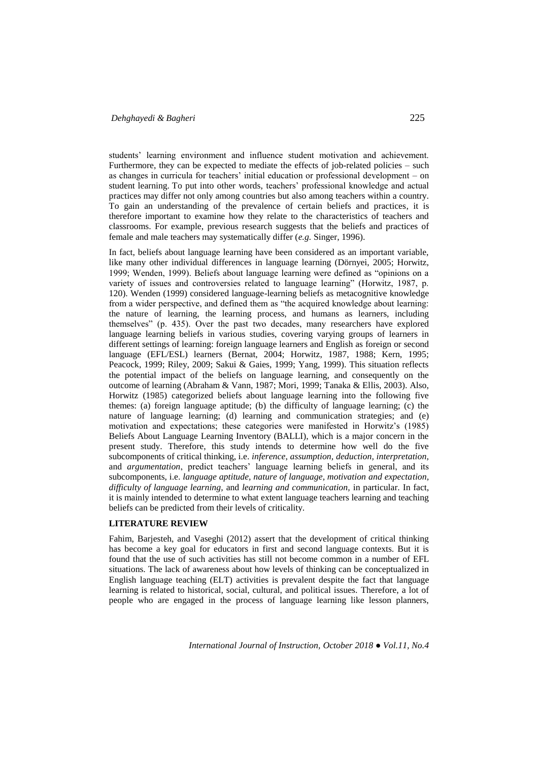students' learning environment and influence student motivation and achievement. Furthermore, they can be expected to mediate the effects of job-related policies – such as changes in curricula for teachers' initial education or professional development – on student learning. To put into other words, teachers' professional knowledge and actual practices may differ not only among countries but also among teachers within a country. To gain an understanding of the prevalence of certain beliefs and practices, it is therefore important to examine how they relate to the characteristics of teachers and classrooms. For example, previous research suggests that the beliefs and practices of female and male teachers may systematically differ (*e.g.* Singer, 1996).

In fact, beliefs about language learning have been considered as an important variable, like many other individual differences in language learning (Dörnyei, 2005; Horwitz, 1999; Wenden, 1999). Beliefs about language learning were defined as "opinions on a variety of issues and controversies related to language learning" (Horwitz, 1987, p. 120). Wenden (1999) considered language-learning beliefs as metacognitive knowledge from a wider perspective, and defined them as "the acquired knowledge about learning: the nature of learning, the learning process, and humans as learners, including themselves" (p. 435). Over the past two decades, many researchers have explored language learning beliefs in various studies, covering varying groups of learners in different settings of learning: foreign language learners and English as foreign or second language (EFL/ESL) learners (Bernat, 2004; Horwitz, 1987, 1988; Kern, 1995; Peacock, 1999; Riley, 2009; Sakui & Gaies, 1999; Yang, 1999). This situation reflects the potential impact of the beliefs on language learning, and consequently on the outcome of learning (Abraham & Vann, 1987; Mori, 1999; Tanaka & Ellis, 2003). Also, Horwitz (1985) categorized beliefs about language learning into the following five themes: (a) foreign language aptitude; (b) the difficulty of language learning; (c) the nature of language learning; (d) learning and communication strategies; and (e) motivation and expectations; these categories were manifested in Horwitz's (1985) Beliefs About Language Learning Inventory (BALLI), which is a major concern in the present study. Therefore, this study intends to determine how well do the five subcomponents of critical thinking, i.e. *inference, assumption, deduction, interpretation,* and *argumentation*, predict teachers' language learning beliefs in general, and its subcomponents, i.e. *language aptitude, nature of language, motivation and expectation, difficulty of language learning,* and *learning and communication,* in particular. In fact, it is mainly intended to determine to what extent language teachers learning and teaching beliefs can be predicted from their levels of criticality.

## LITERATURE REVIEW

Fahim, Barjesteh, and Vaseghi (2012) assert that the development of critical thinking has become a key goal for educators in first and second language contexts. But it is found that the use of such activities has still not become common in a number of EFL situations. The lack of awareness about how levels of thinking can be conceptualized in English language teaching (ELT) activities is prevalent despite the fact that language learning is related to historical, social, cultural, and political issues. Therefore, a lot of people who are engaged in the process of language learning like lesson planners,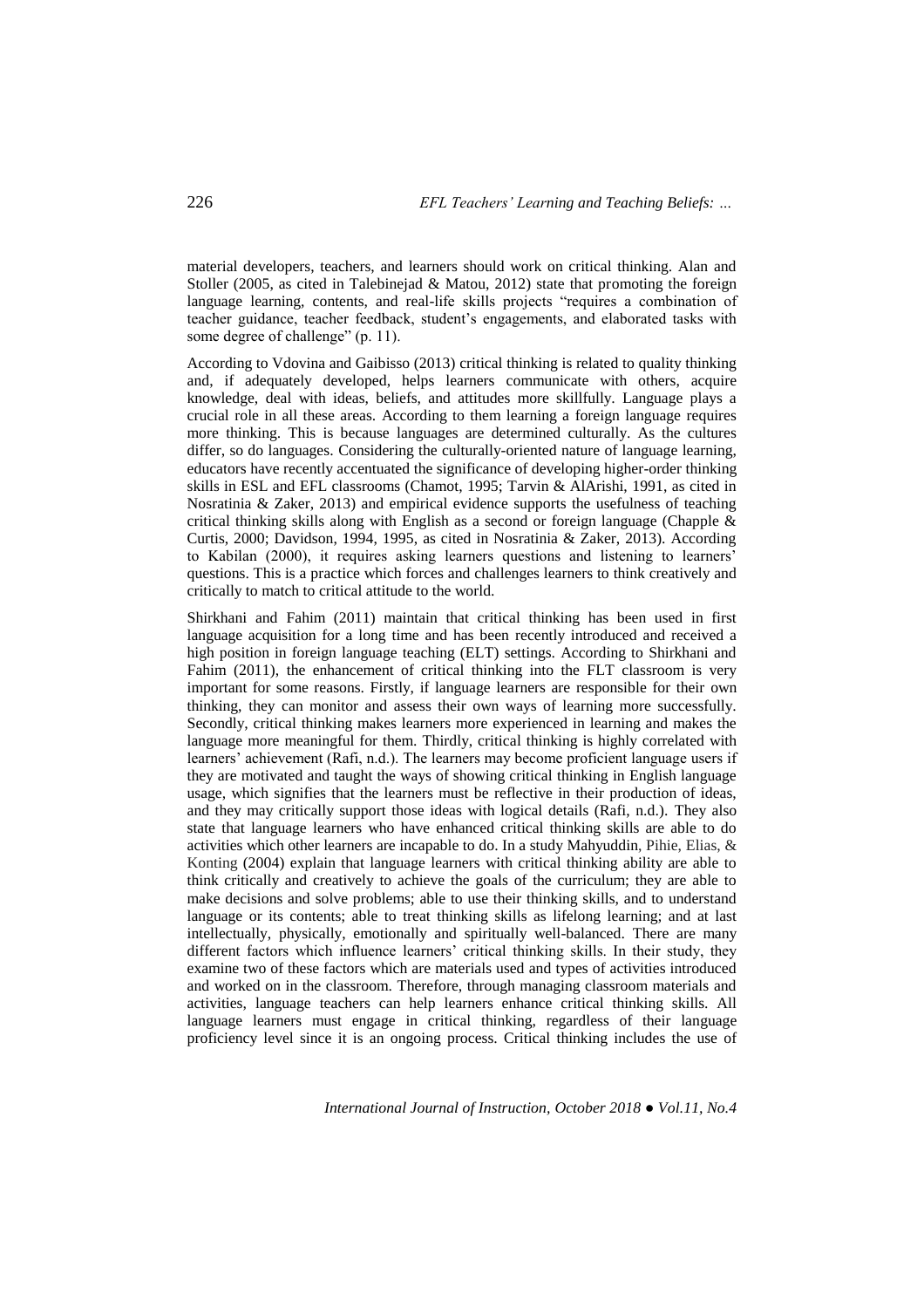material developers, teachers, and learners should work on critical thinking. Alan and Stoller (2005, as cited in Talebinejad & Matou, 2012) state that promoting the foreign language learning, contents, and real-life skills projects "requires a combination of teacher guidance, teacher feedback, student's engagements, and elaborated tasks with some degree of challenge" (p. 11).

According to Vdovina and Gaibisso (2013) critical thinking is related to quality thinking and, if adequately developed, helps learners communicate with others, acquire knowledge, deal with ideas, beliefs, and attitudes more skillfully. Language plays a crucial role in all these areas. According to them learning a foreign language requires more thinking. This is because languages are determined culturally. As the cultures differ, so do languages. Considering the culturally-oriented nature of language learning, educators have recently accentuated the significance of developing higher-order thinking skills in ESL and EFL classrooms (Chamot, 1995; Tarvin & AlArishi, 1991, as cited in Nosratinia & Zaker, 2013) and empirical evidence supports the usefulness of teaching critical thinking skills along with English as a second or foreign language (Chapple & Curtis, 2000; Davidson, 1994, 1995, as cited in Nosratinia & Zaker, 2013). According to Kabilan (2000), it requires asking learners questions and listening to learners' questions. This is a practice which forces and challenges learners to think creatively and critically to match to critical attitude to the world.

Shirkhani and Fahim (2011) maintain that critical thinking has been used in first language acquisition for a long time and has been recently introduced and received a high position in foreign language teaching (ELT) settings. According to Shirkhani and Fahim (2011), the enhancement of critical thinking into the FLT classroom is very important for some reasons. Firstly, if language learners are responsible for their own thinking, they can monitor and assess their own ways of learning more successfully. Secondly, critical thinking makes learners more experienced in learning and makes the language more meaningful for them. Thirdly, critical thinking is highly correlated with learners' achievement (Rafi, n.d.). The learners may become proficient language users if they are motivated and taught the ways of showing critical thinking in English language usage, which signifies that the learners must be reflective in their production of ideas, and they may critically support those ideas with logical details (Rafi, n.d.). They also state that language learners who have enhanced critical thinking skills are able to do activities which other learners are incapable to do. In a study Mahyuddin, Pihie, Elias, & Konting (2004) explain that language learners with critical thinking ability are able to think critically and creatively to achieve the goals of the curriculum; they are able to make decisions and solve problems; able to use their thinking skills, and to understand language or its contents; able to treat thinking skills as lifelong learning; and at last intellectually, physically, emotionally and spiritually well-balanced. There are many different factors which influence learners' critical thinking skills. In their study, they examine two of these factors which are materials used and types of activities introduced and worked on in the classroom. Therefore, through managing classroom materials and activities, language teachers can help learners enhance critical thinking skills. All language learners must engage in critical thinking, regardless of their language proficiency level since it is an ongoing process. Critical thinking includes the use of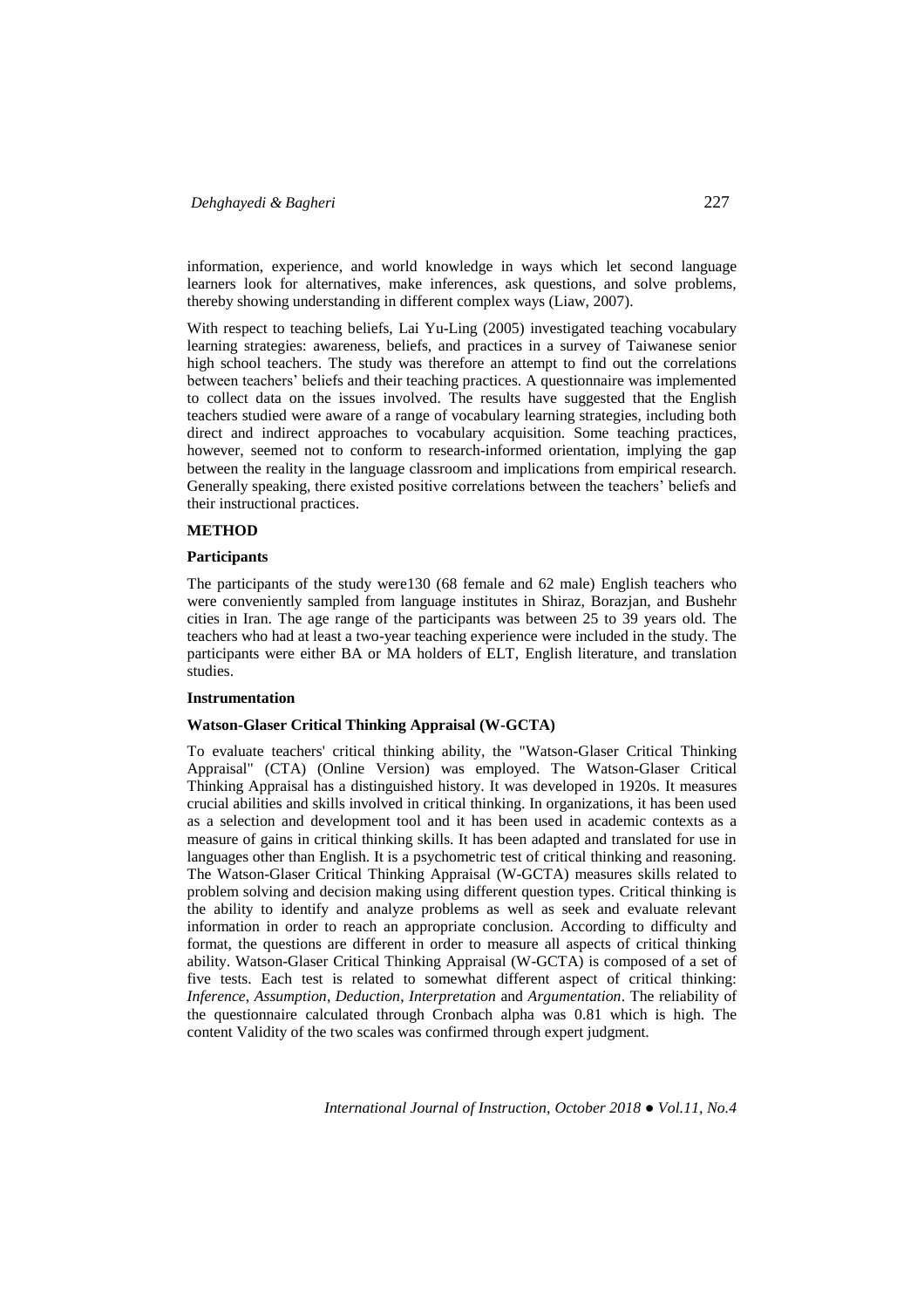information, experience, and world knowledge in ways which let second language learners look for alternatives, make inferences, ask questions, and solve problems, thereby showing understanding in different complex ways (Liaw, 2007).

With respect to teaching beliefs, Lai Yu-Ling (2005) investigated teaching vocabulary learning strategies: awareness, beliefs, and practices in a survey of Taiwanese senior high school teachers. The study was therefore an attempt to find out the correlations between teachers' beliefs and their teaching practices. A questionnaire was implemented to collect data on the issues involved. The results have suggested that the English teachers studied were aware of a range of vocabulary learning strategies, including both direct and indirect approaches to vocabulary acquisition. Some teaching practices, however, seemed not to conform to research-informed orientation, implying the gap between the reality in the language classroom and implications from empirical research. Generally speaking, there existed positive correlations between the teachers' beliefs and their instructional practices.

## METHOD

### Participants

The participants of the study were130 (68 female and 62 male) English teachers who were conveniently sampled from language institutes in Shiraz, Borazjan, and Bushehr cities in Iran. The age range of the participants was between 25 to 39 years old. The teachers who had at least a two-year teaching experience were included in the study. The participants were either BA or MA holders of ELT, English literature, and translation studies.

### Instrumentation

#### Watson-Glaser Critical Thinking Appraisal (W-GCTA)

To evaluate teachers' critical thinking ability, the "Watson-Glaser Critical Thinking Appraisal" (CTA) (Online Version) was employed. The Watson-Glaser Critical Thinking Appraisal has a distinguished history. It was developed in 1920s. It measures crucial abilities and skills involved in critical thinking. In organizations, it has been used as a selection and development tool and it has been used in academic contexts as a measure of gains in critical thinking skills. It has been adapted and translated for use in languages other than English. It is a psychometric test of critical thinking and reasoning. The Watson-Glaser Critical Thinking Appraisal (W-GCTA) measures skills related to problem solving and decision making using different question types. Critical thinking is the ability to identify and analyze problems as well as seek and evaluate relevant information in order to reach an appropriate conclusion. According to difficulty and format, the questions are different in order to measure all aspects of critical thinking ability. Watson-Glaser Critical Thinking Appraisal (W-GCTA) is composed of a set of five tests. Each test is related to somewhat different aspect of critical thinking: *Inference*, *Assumption*, *Deduction*, *Interpretation* and *Argumentation*. The reliability of the questionnaire calculated through Cronbach alpha was 0.81 which is high. The content Validity of the two scales was confirmed through expert judgment.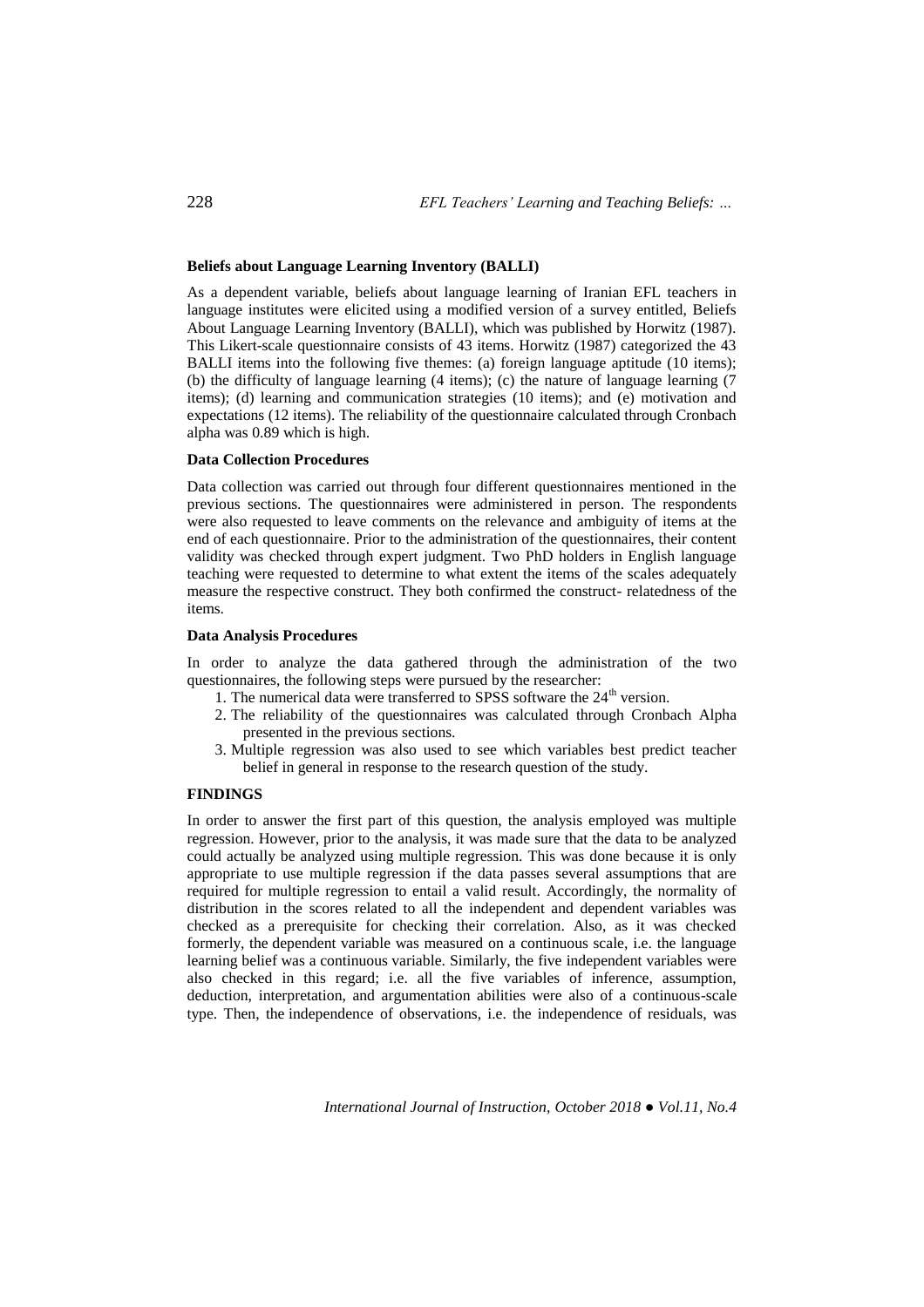### Beliefs about Language Learning Inventory (BALLI)

As a dependent variable, beliefs about language learning of Iranian EFL teachers in language institutes were elicited using a modified version of a survey entitled, Beliefs About Language Learning Inventory (BALLI), which was published by Horwitz (1987). This Likert-scale questionnaire consists of 43 items. Horwitz (1987) categorized the 43 BALLI items into the following five themes: (a) foreign language aptitude (10 items); (b) the difficulty of language learning (4 items); (c) the nature of language learning (7 items); (d) learning and communication strategies (10 items); and (e) motivation and expectations (12 items). The reliability of the questionnaire calculated through Cronbach alpha was 0.89 which is high.

### Data Collection Procedures

Data collection was carried out through four different questionnaires mentioned in the previous sections. The questionnaires were administered in person. The respondents were also requested to leave comments on the relevance and ambiguity of items at the end of each questionnaire. Prior to the administration of the questionnaires, their content validity was checked through expert judgment. Two PhD holders in English language teaching were requested to determine to what extent the items of the scales adequately measure the respective construct. They both confirmed the construct- relatedness of the items.

### Data Analysis Procedures

In order to analyze the data gathered through the administration of the two questionnaires, the following steps were pursued by the researcher:

1. The numerical data were transferred to SPSS software the 24th version.
2. The reliability of the questionnaires was calculated through Cronbach Alpha presented in the previous sections.
3. Multiple regression was also used to see which variables best predict teacher belief in general in response to the research question of the study.

## FINDINGS

In order to answer the first part of this question, the analysis employed was multiple regression. However, prior to the analysis, it was made sure that the data to be analyzed could actually be analyzed using multiple regression. This was done because it is only appropriate to use multiple regression if the data passes several assumptions that are required for multiple regression to entail a valid result. Accordingly, the normality of distribution in the scores related to all the independent and dependent variables was checked as a prerequisite for checking their correlation. Also, as it was checked formerly, the dependent variable was measured on a continuous scale, i.e. the language learning belief was a continuous variable. Similarly, the five independent variables were also checked in this regard; i.e. all the five variables of inference, assumption, deduction, interpretation, and argumentation abilities were also of a continuous-scale type. Then, the independence of observations, i.e. the independence of residuals, was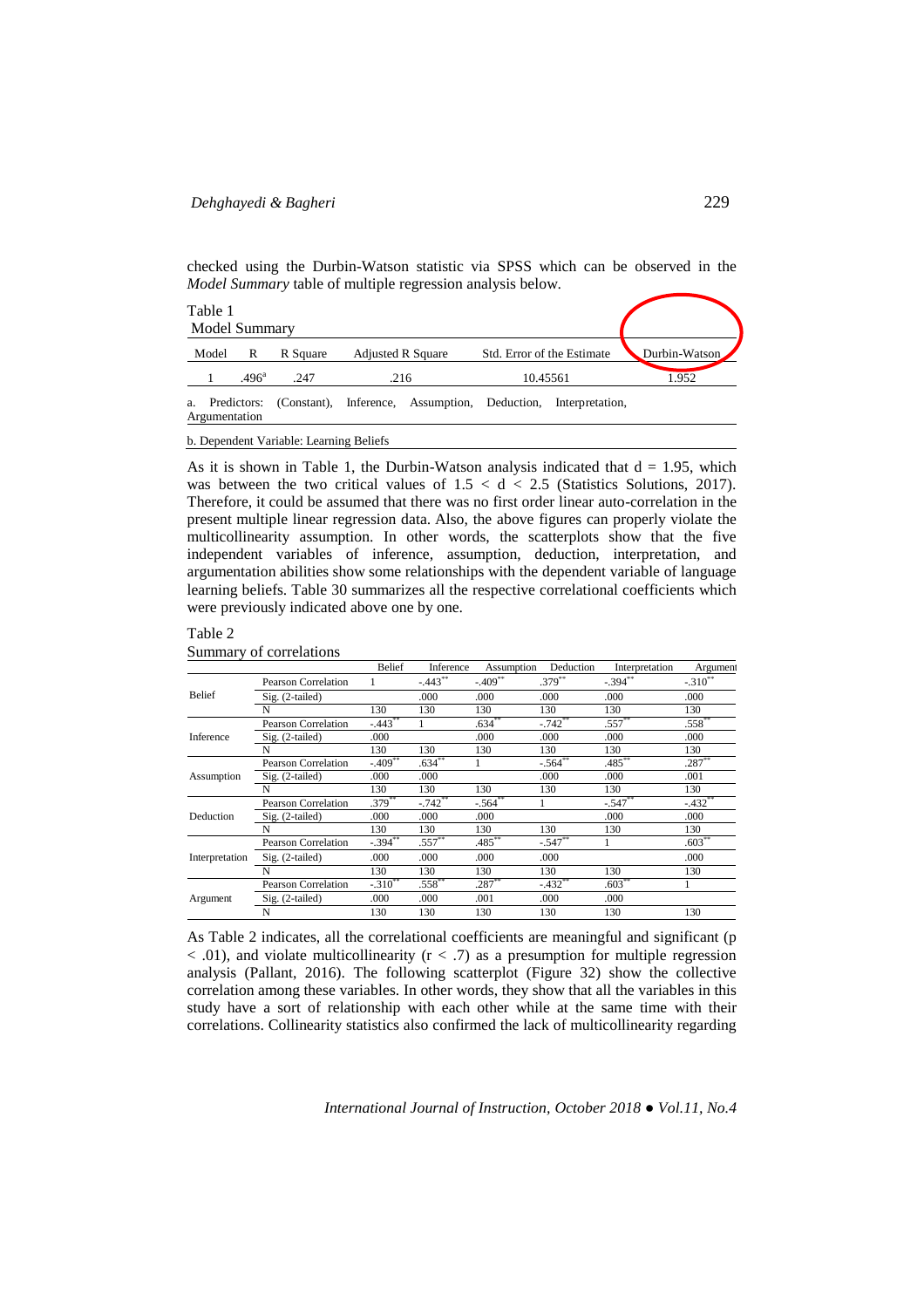checked using the Durbin-Watson statistic via SPSS which can be observed in the *Model Summary* table of multiple regression analysis below.

Table 1
Model Summary

| Model | R | R Square | Adjusted R Square | Std. Error of the Estimate | Durbin-Watson |
|---|---|---|---|---|---|
| 1 | .496[a] | .247 | .216 | 10.45561 | 1.952 |

a. Predictors: (Constant), Inference, Assumption, Deduction, Interpretation, Argumentation

b. Dependent Variable: Learning Beliefs

As it is shown in Table 1, the Durbin-Watson analysis indicated that $d = 1.95$, which was between the two critical values of $1.5 < d < 2.5$ (Statistics Solutions, 2017). Therefore, it could be assumed that there was no first order linear auto-correlation in the present multiple linear regression data. Also, the above figures can properly violate the multicollinearity assumption. In other words, the scatterplots show that the five independent variables of inference, assumption, deduction, interpretation, and argumentation abilities show some relationships with the dependent variable of language learning beliefs. Table 30 summarizes all the respective correlational coefficients which were previously indicated above one by one.

Table 2
Summary of correlations

| | | Belief | Inference | Assumption | Deduction | Interpretation | Argument |
|---|---|---|---|---|---|---|---|
| Belief | Pearson Correlation | 1 | -.443** | -.409** | .379** | -.394** | -.310** |
| | Sig. (2-tailed) | | .000 | .000 | .000 | .000 | .000 |
| | N | 130 | 130 | 130 | 130 | 130 | 130 |
| Inference | Pearson Correlation | -.443** | 1 | .634** | -.742** | .557** | .558** |
| | Sig. (2-tailed) | .000 | | .000 | .000 | .000 | .000 |
| | N | 130 | 130 | 130 | 130 | 130 | 130 |
| Assumption | Pearson Correlation | -.409** | .634** | 1 | -.564** | .485** | .287** |
| | Sig. (2-tailed) | .000 | .000 | | .000 | .000 | .001 |
| | N | 130 | 130 | 130 | 130 | 130 | 130 |
| Deduction | Pearson Correlation | .379** | -.742** | -.564** | 1 | -.547** | -.432** |
| | Sig. (2-tailed) | .000 | .000 | .000 | | .000 | .000 |
| | N | 130 | 130 | 130 | 130 | 130 | 130 |
| Interpretation | Pearson Correlation | -.394** | .557** | .485** | -.547** | 1 | .603** |
| | Sig. (2-tailed) | .000 | .000 | .000 | .000 | | .000 |
| | N | 130 | 130 | 130 | 130 | 130 | 130 |
| Argument | Pearson Correlation | -.310** | .558** | .287** | -.432** | .603** | 1 |
| | Sig. (2-tailed) | .000 | .000 | .001 | .000 | .000 | |
| | N | 130 | 130 | 130 | 130 | 130 | 130 |

As Table 2 indicates, all the correlational coefficients are meaningful and significant ($p < .01$), and violate multicollinearity ($r < .7$) as a presumption for multiple regression analysis (Pallant, 2016). The following scatterplot (Figure 32) show the collective correlation among these variables. In other words, they show that all the variables in this study have a sort of relationship with each other while at the same time with their correlations. Collinearity statistics also confirmed the lack of multicollinearity regarding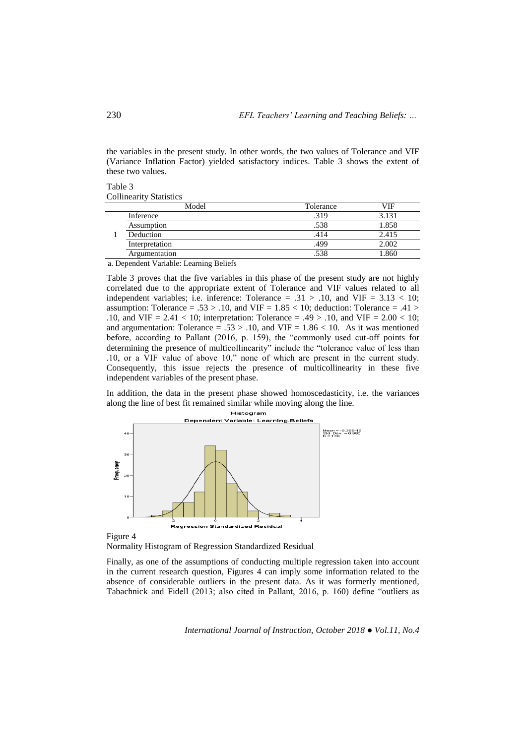the variables in the present study. In other words, the two values of Tolerance and VIF (Variance Inflation Factor) yielded satisfactory indices. Table 3 shows the extent of these two values.

Table 3
Collinearity Statistics

| | Model | Tolerance | VIF |
|---|---|---|---|
| 1 | Inference | .319 | 3.131 |
| | Assumption | .538 | 1.858 |
| | Deduction | .414 | 2.415 |
| | Interpretation | .499 | 2.002 |
| | Argumentation | .538 | 1.860 |

a. Dependent Variable: Learning Beliefs

Table 3 proves that the five variables in this phase of the present study are not highly correlated due to the appropriate extent of Tolerance and VIF values related to all independent variables; i.e. inference: Tolerance = .31 > .10, and VIF = 3.13 < 10; assumption: Tolerance = .53 > .10, and VIF = 1.85 < 10; deduction: Tolerance = .41 > .10, and VIF = 2.41 < 10; interpretation: Tolerance = .49 > .10, and VIF = 2.00 < 10; and argumentation: Tolerance = .53 > .10, and VIF = 1.86 < 10. As it was mentioned before, according to Pallant (2016, p. 159), the "commonly used cut-off points for determining the presence of multicollinearity" include the "tolerance value of less than .10, or a VIF value of above 10," none of which are present in the current study. Consequently, this issue rejects the presence of multicollinearity in these five independent variables of the present phase.

In addition, the data in the present phase showed homoscedasticity, i.e. the variances along the line of best fit remained similar while moving along the line.

Figure 4
Normality Histogram of Regression Standardized Residual

Finally, as one of the assumptions of conducting multiple regression taken into account in the current research question, Figures 4 can imply some information related to the absence of considerable outliers in the present data. As it was formerly mentioned, Tabachnick and Fidell (2013; also cited in Pallant, 2016, p. 160) define "outliers as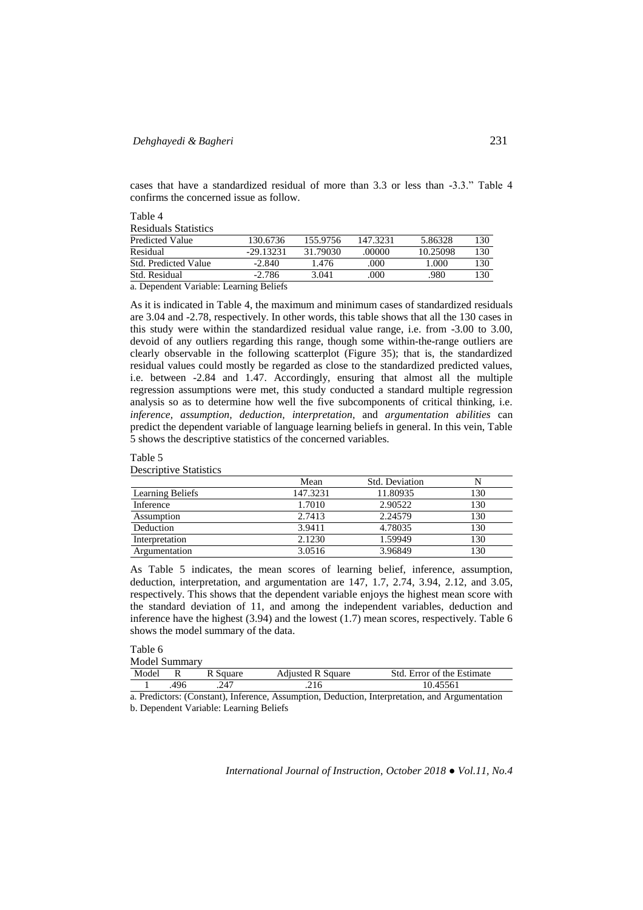cases that have a standardized residual of more than 3.3 or less than -3.3." Table 4 confirms the concerned issue as follow.

Table 4
Residuals Statistics

| | | | | | |
|---|---|---|---|---|---|
| Predicted Value | 130.6736 | 155.9756 | 147.3231 | 5.86328 | 130 |
| Residual | -29.13231 | 31.79030 | .00000 | 10.25098 | 130 |
| Std. Predicted Value | -2.840 | 1.476 | .000 | 1.000 | 130 |
| Std. Residual | -2.786 | 3.041 | .000 | .980 | 130 |

a. Dependent Variable: Learning Beliefs

As it is indicated in Table 4, the maximum and minimum cases of standardized residuals are 3.04 and -2.78, respectively. In other words, this table shows that all the 130 cases in this study were within the standardized residual value range, i.e. from -3.00 to 3.00, devoid of any outliers regarding this range, though some within-the-range outliers are clearly observable in the following scatterplot (Figure 35); that is, the standardized residual values could mostly be regarded as close to the standardized predicted values, i.e. between -2.84 and 1.47. Accordingly, ensuring that almost all the multiple regression assumptions were met, this study conducted a standard multiple regression analysis so as to determine how well the five subcomponents of critical thinking, i.e. *inference, assumption, deduction, interpretation,* and *argumentation abilities* can predict the dependent variable of language learning beliefs in general. In this vein, Table 5 shows the descriptive statistics of the concerned variables.

Table 5
Descriptive Statistics

| | Mean | Std. Deviation | N |
|---|---|---|---|
| Learning Beliefs | 147.3231 | 11.80935 | 130 |
| Inference | 1.7010 | 2.90522 | 130 |
| Assumption | 2.7413 | 2.24579 | 130 |
| Deduction | 3.9411 | 4.78035 | 130 |
| Interpretation | 2.1230 | 1.59949 | 130 |
| Argumentation | 3.0516 | 3.96849 | 130 |

As Table 5 indicates, the mean scores of learning belief, inference, assumption, deduction, interpretation, and argumentation are 147, 1.7, 2.74, 3.94, 2.12, and 3.05, respectively. This shows that the dependent variable enjoys the highest mean score with the standard deviation of 11, and among the independent variables, deduction and inference have the highest (3.94) and the lowest (1.7) mean scores, respectively. Table 6 shows the model summary of the data.

Table 6
Model Summary

| Model | R | R Square | Adjusted R Square | Std. Error of the Estimate |
|---|---|---|---|---|
| 1 | .496 | .247 | .216 | 10.45561 |

a. Predictors: (Constant), Inference, Assumption, Deduction, Interpretation, and Argumentation
b. Dependent Variable: Learning Beliefs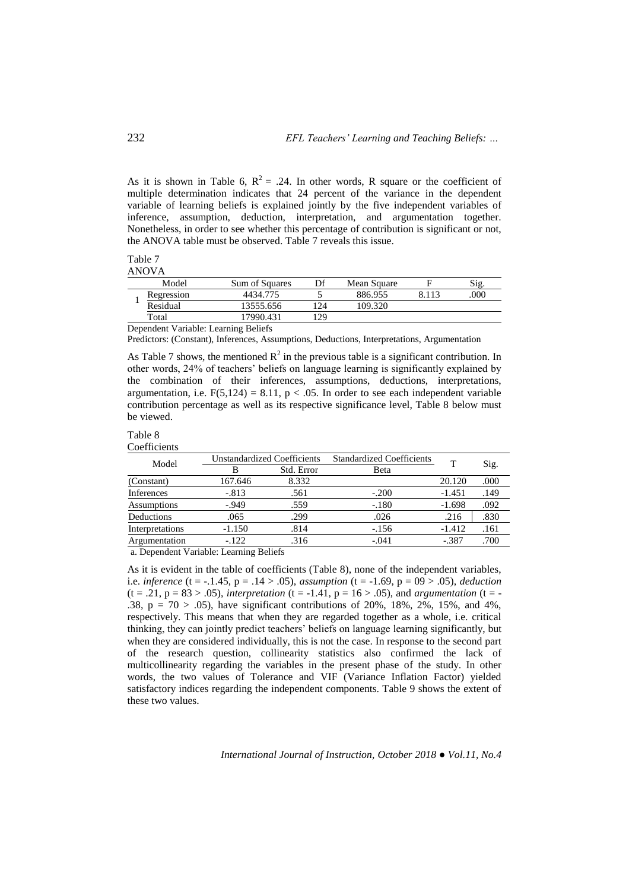As it is shown in Table 6, $R^2 = .24$. In other words, R square or the coefficient of multiple determination indicates that 24 percent of the variance in the dependent variable of learning beliefs is explained jointly by the five independent variables of inference, assumption, deduction, interpretation, and argumentation together. Nonetheless, in order to see whether this percentage of contribution is significant or not, the ANOVA table must be observed. Table 7 reveals this issue.

Table 7
ANOVA

| | Model | Sum of Squares | Df | Mean Square | F | Sig. |
|---|---|---|---|---|---|---|
| 1 | Regression | 4434.775 | 5 | 886.955 | 8.113 | .000 |
| | Residual | 13555.656 | 124 | 109.320 | | |
| | Total | 17990.431 | 129 | | | |

Dependent Variable: Learning Beliefs

Predictors: (Constant), Inferences, Assumptions, Deductions, Interpretations, Argumentation

As Table 7 shows, the mentioned $R^2$ in the previous table is a significant contribution. In other words, 24% of teachers' beliefs on language learning is significantly explained by the combination of their inferences, assumptions, deductions, interpretations, argumentation, i.e. $F(5,124) = 8.11$, $p < .05$. In order to see each independent variable contribution percentage as well as its respective significance level, Table 8 below must be viewed.

Table 8
Coefficients

| Model | Unstandardized Coefficients | | Standardized Coefficients | T | Sig. |
|---|---|---|---|---|---|
| | B | Std. Error | Beta | | |
| (Constant) | 167.646 | 8.332 | | 20.120 | .000 |
| Inferences | -.813 | .561 | -.200 | -1.451 | .149 |
| Assumptions | -.949 | .559 | -.180 | -1.698 | .092 |
| Deductions | .065 | .299 | .026 | .216 | .830 |
| Interpretations | -1.150 | .814 | -.156 | -1.412 | .161 |
| Argumentation | -.122 | .316 | -.041 | -.387 | .700 |

a. Dependent Variable: Learning Beliefs

As it is evident in the table of coefficients (Table 8), none of the independent variables, i.e. *inference* ($t = -1.45$, $p = .14 > .05$), *assumption* ($t = -1.69$, $p = 09 > .05$), *deduction* ($t = .21$, $p = 83 > .05$), *interpretation* ($t = -1.41$, $p = 16 > .05$), and *argumentation* ($t = -.38$, $p = 70 > .05$), have significant contributions of 20%, 18%, 2%, 15%, and 4%, respectively. This means that when they are regarded together as a whole, i.e. critical thinking, they can jointly predict teachers' beliefs on language learning significantly, but when they are considered individually, this is not the case. In response to the second part of the research question, collinearity statistics also confirmed the lack of multicollinearity regarding the variables in the present phase of the study. In other words, the two values of Tolerance and VIF (Variance Inflation Factor) yielded satisfactory indices regarding the independent components. Table 9 shows the extent of these two values.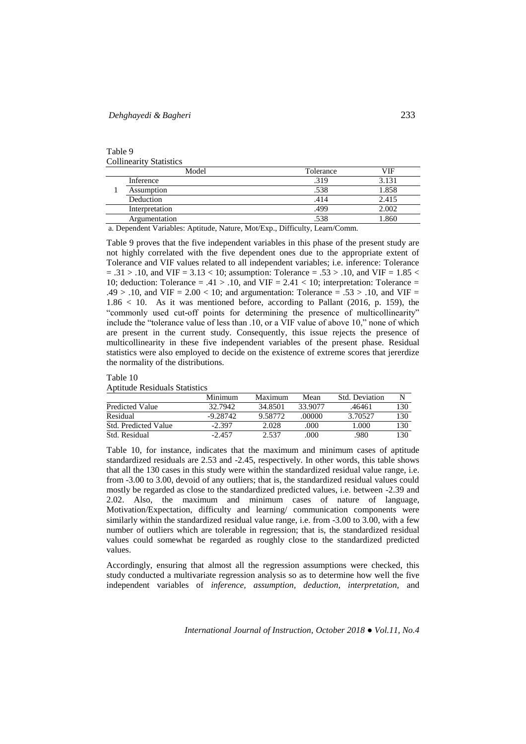Table 9
Collinearity Statistics

| | Model | Tolerance | VIF |
|---|---|---|---|
| 1 | Inference | .319 | 3.131 |
| | Assumption | .538 | 1.858 |
| | Deduction | .414 | 2.415 |
| | Interpretation | .499 | 2.002 |
| | Argumentation | .538 | 1.860 |

a. Dependent Variables: Aptitude, Nature, Mot/Exp., Difficulty, Learn/Comm.

Table 9 proves that the five independent variables in this phase of the present study are not highly correlated with the five dependent ones due to the appropriate extent of Tolerance and VIF values related to all independent variables; i.e. inference: Tolerance = .31 > .10, and VIF = 3.13 < 10; assumption: Tolerance = .53 > .10, and VIF = 1.85 < 10; deduction: Tolerance = .41 > .10, and VIF = 2.41 < 10; interpretation: Tolerance = .49 > .10, and VIF = 2.00 < 10; and argumentation: Tolerance = .53 > .10, and VIF = 1.86 < 10. As it was mentioned before, according to Pallant (2016, p. 159), the "commonly used cut-off points for determining the presence of multicollinearity" include the "tolerance value of less than .10, or a VIF value of above 10," none of which are present in the current study. Consequently, this issue rejects the presence of multicollinearity in these five independent variables of the present phase. Residual statistics were also employed to decide on the existence of extreme scores that jererdize the normality of the distributions.

Table 10
Aptitude Residuals Statistics

| | Minimum | Maximum | Mean | Std. Deviation | N |
|---|---|---|---|---|---|
| Predicted Value | 32.7942 | 34.8501 | 33.9077 | .46461 | 130 |
| Residual | -9.28742 | 9.58772 | .00000 | 3.70527 | 130 |
| Std. Predicted Value | -2.397 | 2.028 | .000 | 1.000 | 130 |
| Std. Residual | -2.457 | 2.537 | .000 | .980 | 130 |

Table 10, for instance, indicates that the maximum and minimum cases of aptitude standardized residuals are 2.53 and -2.45, respectively. In other words, this table shows that all the 130 cases in this study were within the standardized residual value range, i.e. from -3.00 to 3.00, devoid of any outliers; that is, the standardized residual values could mostly be regarded as close to the standardized predicted values, i.e. between -2.39 and 2.02. Also, the maximum and minimum cases of nature of language, Motivation/Expectation, difficulty and learning/ communication components were similarly within the standardized residual value range, i.e. from -3.00 to 3.00, with a few number of outliers which are tolerable in regression; that is, the standardized residual values could somewhat be regarded as roughly close to the standardized predicted values.

Accordingly, ensuring that almost all the regression assumptions were checked, this study conducted a multivariate regression analysis so as to determine how well the five independent variables of *inference, assumption, deduction, interpretation,* and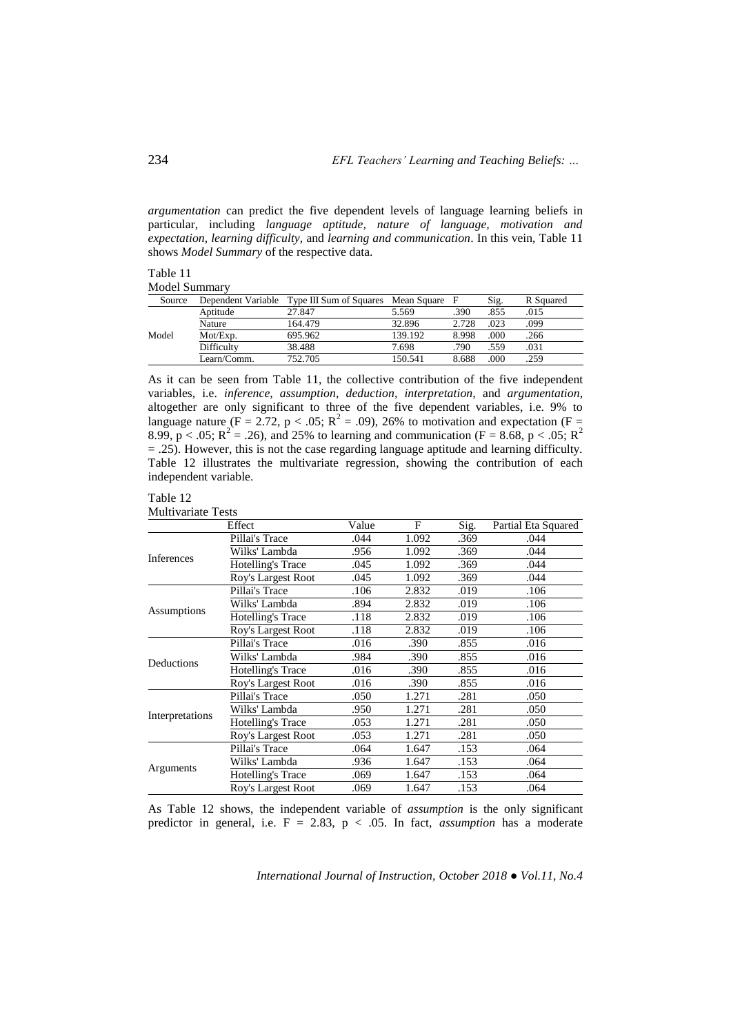*argumentation* can predict the five dependent levels of language learning beliefs in particular, including *language aptitude, nature of language, motivation and expectation, learning difficulty,* and *learning and communication*. In this vein, Table 11 shows *Model Summary* of the respective data.

Table 11
Model Summary

| Source | Dependent Variable | Type III Sum of Squares | Mean Square | F | Sig. | R Squared |
|---|---|---|---|---|---|---|
| Model | Aptitude | 27.847 | 5.569 | .390 | .855 | .015 |
| | Nature | 164.479 | 32.896 | 2.728 | .023 | .099 |
| | Mot/Exp. | 695.962 | 139.192 | 8.998 | .000 | .266 |
| | Difficulty | 38.488 | 7.698 | .790 | .559 | .031 |
| | Learn/Comm. | 752.705 | 150.541 | 8.688 | .000 | .259 |

As it can be seen from Table 11, the collective contribution of the five independent variables, i.e. *inference, assumption, deduction, interpretation,* and *argumentation,* altogether are only significant to three of the five dependent variables, i.e. 9% to language nature ($F = 2.72$, $p < .05$; $R^2 = .09$), 26% to motivation and expectation ($F = 8.99$, $p < .05$; $R^2 = .26$), and 25% to learning and communication ($F = 8.68$, $p < .05$; $R^2 = .25$). However, this is not the case regarding language aptitude and learning difficulty. Table 12 illustrates the multivariate regression, showing the contribution of each independent variable.

Table 12
Multivariate Tests

| Effect | | Value | F | Sig. | Partial Eta Squared |
|---|---|---|---|---|---|
| Inferences | Pillai's Trace | .044 | 1.092 | .369 | .044 |
| | Wilks' Lambda | .956 | 1.092 | .369 | .044 |
| | Hotelling's Trace | .045 | 1.092 | .369 | .044 |
| | Roy's Largest Root | .045 | 1.092 | .369 | .044 |
| Assumptions | Pillai's Trace | .106 | 2.832 | .019 | .106 |
| | Wilks' Lambda | .894 | 2.832 | .019 | .106 |
| | Hotelling's Trace | .118 | 2.832 | .019 | .106 |
| | Roy's Largest Root | .118 | 2.832 | .019 | .106 |
| Deductions | Pillai's Trace | .016 | .390 | .855 | .016 |
| | Wilks' Lambda | .984 | .390 | .855 | .016 |
| | Hotelling's Trace | .016 | .390 | .855 | .016 |
| | Roy's Largest Root | .016 | .390 | .855 | .016 |
| Interpretations | Pillai's Trace | .050 | 1.271 | .281 | .050 |
| | Wilks' Lambda | .950 | 1.271 | .281 | .050 |
| | Hotelling's Trace | .053 | 1.271 | .281 | .050 |
| | Roy's Largest Root | .053 | 1.271 | .281 | .050 |
| Arguments | Pillai's Trace | .064 | 1.647 | .153 | .064 |
| | Wilks' Lambda | .936 | 1.647 | .153 | .064 |
| | Hotelling's Trace | .069 | 1.647 | .153 | .064 |
| | Roy's Largest Root | .069 | 1.647 | .153 | .064 |

As Table 12 shows, the independent variable of *assumption* is the only significant predictor in general, i.e. $F = 2.83$, $p < .05$. In fact, *assumption* has a moderate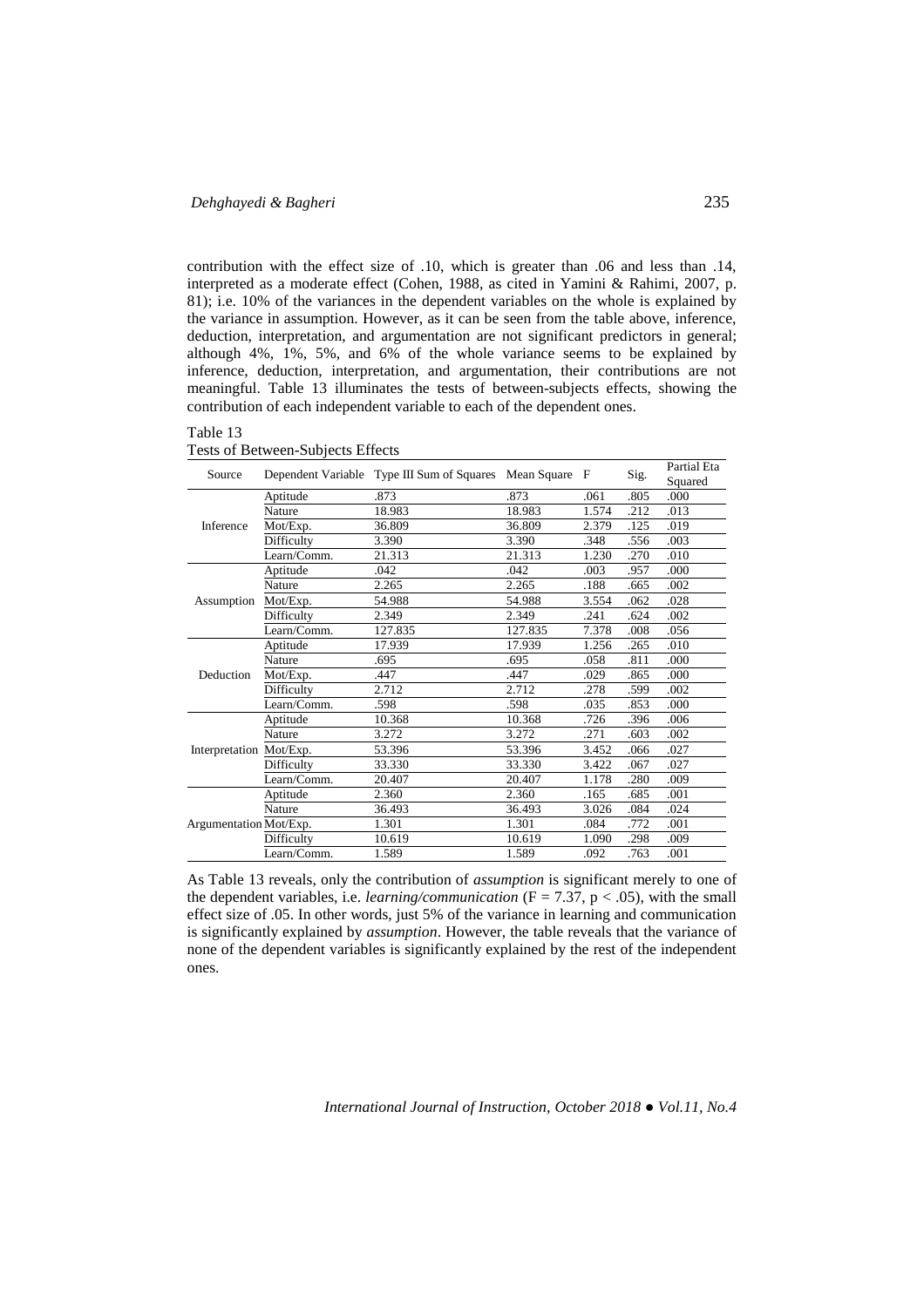contribution with the effect size of .10, which is greater than .06 and less than .14, interpreted as a moderate effect (Cohen, 1988, as cited in Yamini & Rahimi, 2007, p. 81); i.e. 10% of the variances in the dependent variables on the whole is explained by the variance in assumption. However, as it can be seen from the table above, inference, deduction, interpretation, and argumentation are not significant predictors in general; although 4%, 1%, 5%, and 6% of the whole variance seems to be explained by inference, deduction, interpretation, and argumentation, their contributions are not meaningful. Table 13 illuminates the tests of between-subjects effects, showing the contribution of each independent variable to each of the dependent ones.

Table 13
Tests of Between-Subjects Effects

| Source | Dependent Variable | Type III Sum of Squares | Mean Square | F | Sig. | Partial Eta Squared |
|---|---|---|---|---|---|---|
| Inference | Aptitude | .873 | .873 | .061 | .805 | .000 |
| | Nature | 18.983 | 18.983 | 1.574 | .212 | .013 |
| | Mot/Exp. | 36.809 | 36.809 | 2.379 | .125 | .019 |
| | Difficulty | 3.390 | 3.390 | .348 | .556 | .003 |
| | Learn/Comm. | 21.313 | 21.313 | 1.230 | .270 | .010 |
| Assumption | Aptitude | .042 | .042 | .003 | .957 | .000 |
| | Nature | 2.265 | 2.265 | .188 | .665 | .002 |
| | Mot/Exp. | 54.988 | 54.988 | 3.554 | .062 | .028 |
| | Difficulty | 2.349 | 2.349 | .241 | .624 | .002 |
| | Learn/Comm. | 127.835 | 127.835 | 7.378 | .008 | .056 |
| Deduction | Aptitude | 17.939 | 17.939 | 1.256 | .265 | .010 |
| | Nature | .695 | .695 | .058 | .811 | .000 |
| | Mot/Exp. | .447 | .447 | .029 | .865 | .000 |
| | Difficulty | 2.712 | 2.712 | .278 | .599 | .002 |
| | Learn/Comm. | .598 | .598 | .035 | .853 | .000 |
| Interpretation | Aptitude | 10.368 | 10.368 | .726 | .396 | .006 |
| | Nature | 3.272 | 3.272 | .271 | .603 | .002 |
| | Mot/Exp. | 53.396 | 53.396 | 3.452 | .066 | .027 |
| | Difficulty | 33.330 | 33.330 | 3.422 | .067 | .027 |
| | Learn/Comm. | 20.407 | 20.407 | 1.178 | .280 | .009 |
| Argumentation | Aptitude | 2.360 | 2.360 | .165 | .685 | .001 |
| | Nature | 36.493 | 36.493 | 3.026 | .084 | .024 |
| | Mot/Exp. | 1.301 | 1.301 | .084 | .772 | .001 |
| | Difficulty | 10.619 | 10.619 | 1.090 | .298 | .009 |
| | Learn/Comm. | 1.589 | 1.589 | .092 | .763 | .001 |

As Table 13 reveals, only the contribution of *assumption* is significant merely to one of the dependent variables, i.e. *learning/communication* ($F = 7.37$, $p < .05$), with the small effect size of .05. In other words, just 5% of the variance in learning and communication is significantly explained by *assumption*. However, the table reveals that the variance of none of the dependent variables is significantly explained by the rest of the independent ones.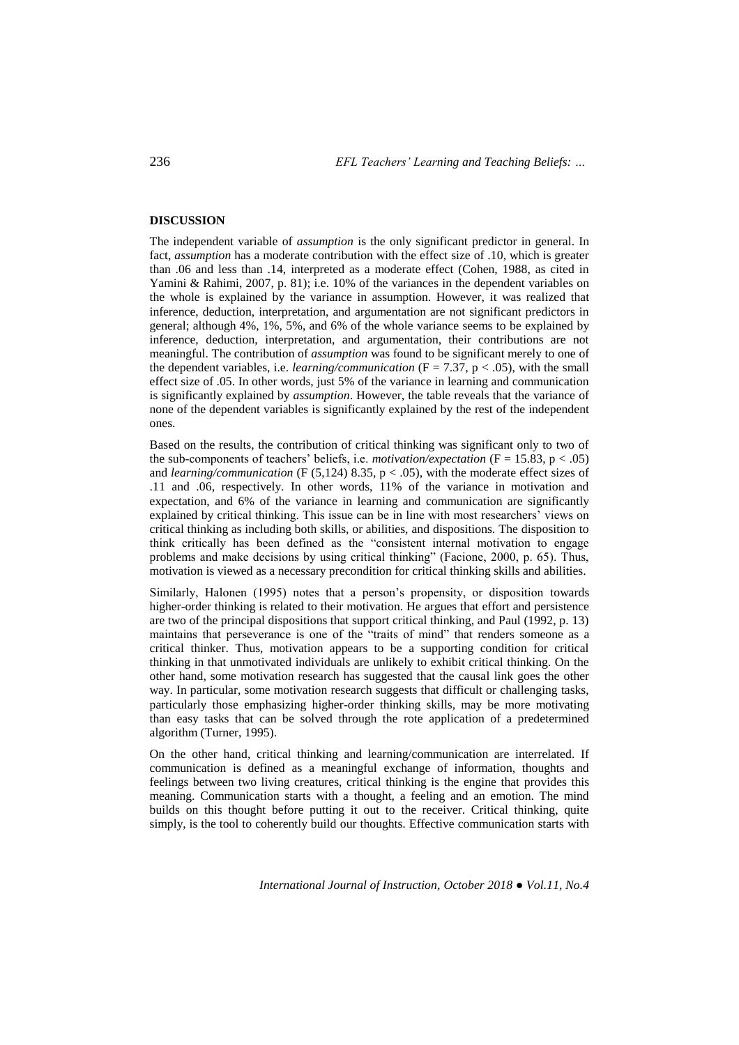## DISCUSSION

The independent variable of *assumption* is the only significant predictor in general. In fact, *assumption* has a moderate contribution with the effect size of .10, which is greater than .06 and less than .14, interpreted as a moderate effect (Cohen, 1988, as cited in Yamini & Rahimi, 2007, p. 81); i.e. 10% of the variances in the dependent variables on the whole is explained by the variance in assumption. However, it was realized that inference, deduction, interpretation, and argumentation are not significant predictors in general; although 4%, 1%, 5%, and 6% of the whole variance seems to be explained by inference, deduction, interpretation, and argumentation, their contributions are not meaningful. The contribution of *assumption* was found to be significant merely to one of the dependent variables, i.e. *learning/communication* ($F = 7.37$, $p < .05$), with the small effect size of .05. In other words, just 5% of the variance in learning and communication is significantly explained by *assumption*. However, the table reveals that the variance of none of the dependent variables is significantly explained by the rest of the independent ones.

Based on the results, the contribution of critical thinking was significant only to two of the sub-components of teachers' beliefs, i.e. *motivation/expectation* ($F = 15.83$, $p < .05$) and *learning/communication* ($F$ (5,124) 8.35, $p < .05$), with the moderate effect sizes of .11 and .06, respectively. In other words, 11% of the variance in motivation and expectation, and 6% of the variance in learning and communication are significantly explained by critical thinking. This issue can be in line with most researchers' views on critical thinking as including both skills, or abilities, and dispositions. The disposition to think critically has been defined as the "consistent internal motivation to engage problems and make decisions by using critical thinking" (Facione, 2000, p. 65). Thus, motivation is viewed as a necessary precondition for critical thinking skills and abilities.

Similarly, Halonen (1995) notes that a person's propensity, or disposition towards higher-order thinking is related to their motivation. He argues that effort and persistence are two of the principal dispositions that support critical thinking, and Paul (1992, p. 13) maintains that perseverance is one of the "traits of mind" that renders someone as a critical thinker. Thus, motivation appears to be a supporting condition for critical thinking in that unmotivated individuals are unlikely to exhibit critical thinking. On the other hand, some motivation research has suggested that the causal link goes the other way. In particular, some motivation research suggests that difficult or challenging tasks, particularly those emphasizing higher-order thinking skills, may be more motivating than easy tasks that can be solved through the rote application of a predetermined algorithm (Turner, 1995).

On the other hand, critical thinking and learning/communication are interrelated. If communication is defined as a meaningful exchange of information, thoughts and feelings between two living creatures, critical thinking is the engine that provides this meaning. Communication starts with a thought, a feeling and an emotion. The mind builds on this thought before putting it out to the receiver. Critical thinking, quite simply, is the tool to coherently build our thoughts. Effective communication starts with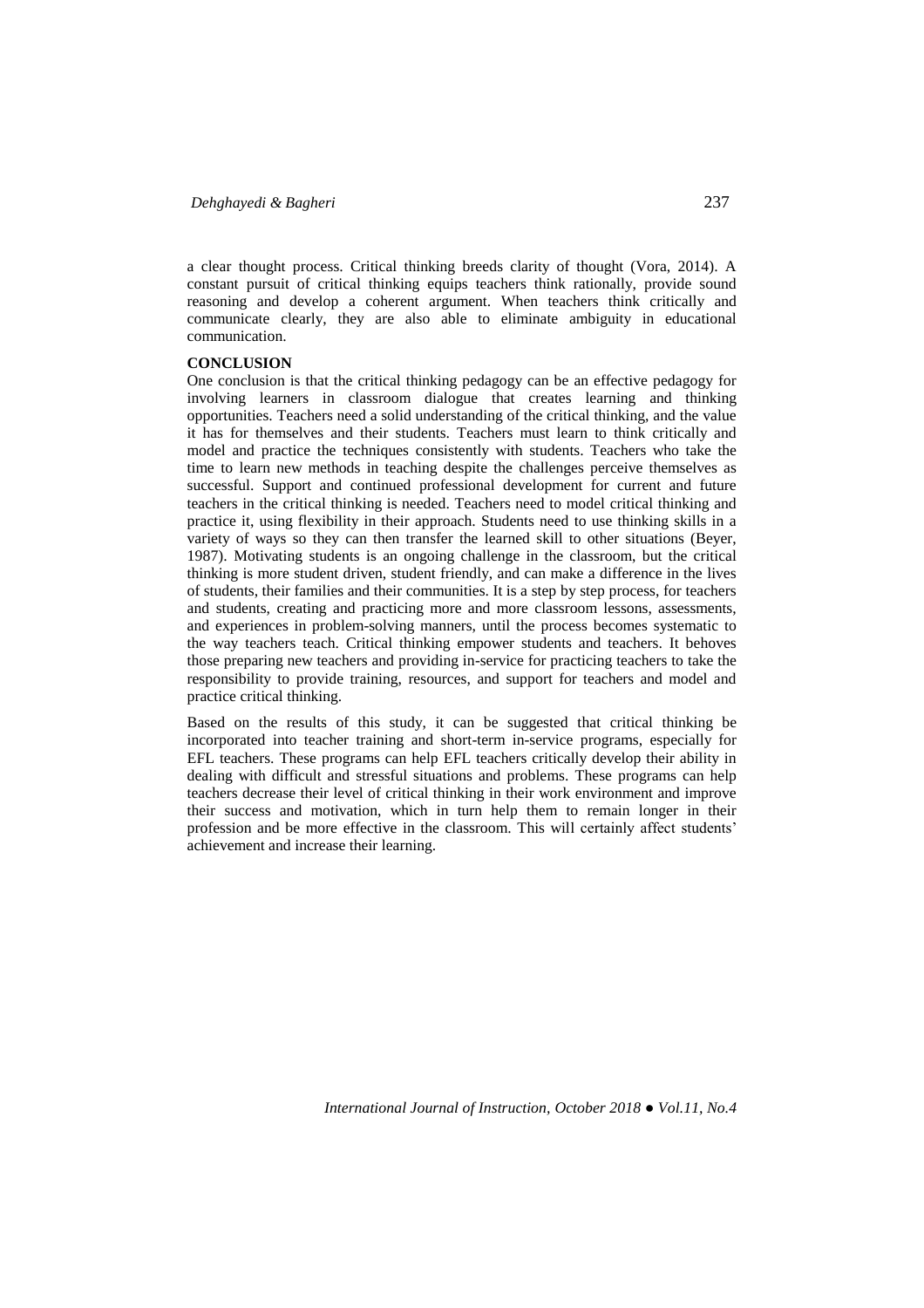a clear thought process. Critical thinking breeds clarity of thought (Vora, 2014). A constant pursuit of critical thinking equips teachers think rationally, provide sound reasoning and develop a coherent argument. When teachers think critically and communicate clearly, they are also able to eliminate ambiguity in educational communication.

## CONCLUSION

One conclusion is that the critical thinking pedagogy can be an effective pedagogy for involving learners in classroom dialogue that creates learning and thinking opportunities. Teachers need a solid understanding of the critical thinking, and the value it has for themselves and their students. Teachers must learn to think critically and model and practice the techniques consistently with students. Teachers who take the time to learn new methods in teaching despite the challenges perceive themselves as successful. Support and continued professional development for current and future teachers in the critical thinking is needed. Teachers need to model critical thinking and practice it, using flexibility in their approach. Students need to use thinking skills in a variety of ways so they can then transfer the learned skill to other situations (Beyer, 1987). Motivating students is an ongoing challenge in the classroom, but the critical thinking is more student driven, student friendly, and can make a difference in the lives of students, their families and their communities. It is a step by step process, for teachers and students, creating and practicing more and more classroom lessons, assessments, and experiences in problem-solving manners, until the process becomes systematic to the way teachers teach. Critical thinking empower students and teachers. It behoves those preparing new teachers and providing in-service for practicing teachers to take the responsibility to provide training, resources, and support for teachers and model and practice critical thinking.

Based on the results of this study, it can be suggested that critical thinking be incorporated into teacher training and short-term in-service programs, especially for EFL teachers. These programs can help EFL teachers critically develop their ability in dealing with difficult and stressful situations and problems. These programs can help teachers decrease their level of critical thinking in their work environment and improve their success and motivation, which in turn help them to remain longer in their profession and be more effective in the classroom. This will certainly affect students' achievement and increase their learning.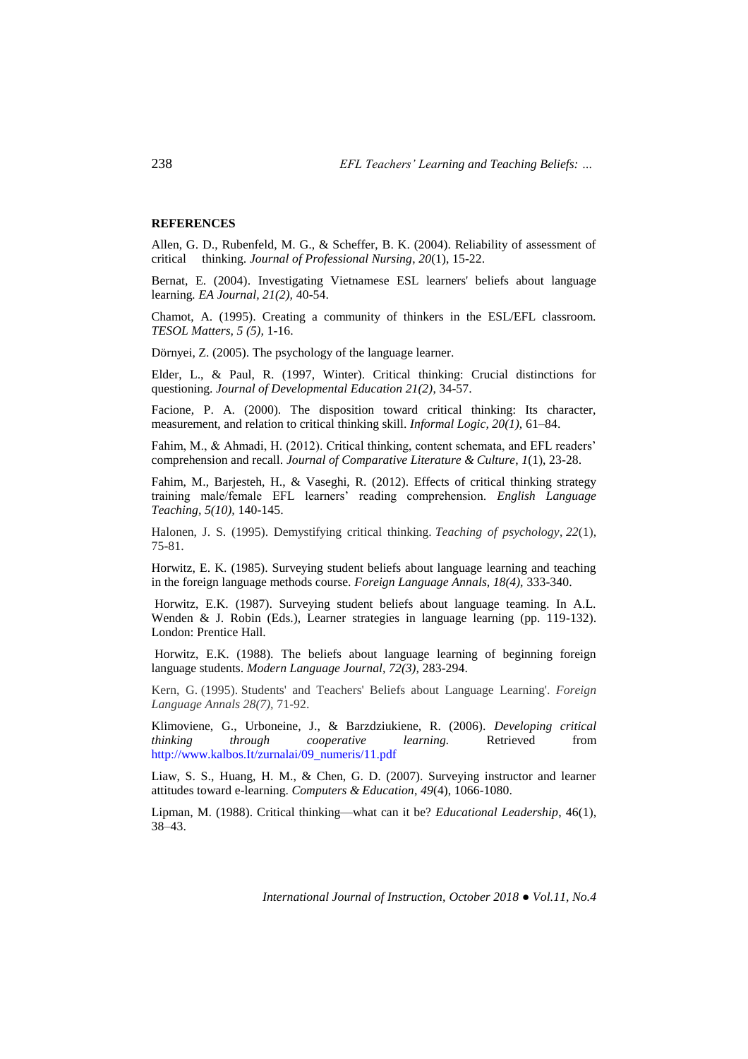**REFERENCES**

Allen, G. D., Rubenfeld, M. G., & Scheffer, B. K. (2004). Reliability of assessment of critical thinking. *Journal of Professional Nursing*, *20*(1), 15-22.

Bernat, E. (2004). Investigating Vietnamese ESL learners' beliefs about language learning. *EA Journal, 21(2),* 40-54.

Chamot, A. (1995). Creating a community of thinkers in the ESL/EFL classroom. *TESOL Matters, 5 (5),* 1-16.

Dörnyei, Z. (2005). The psychology of the language learner.

Elder, L., & Paul, R. (1997, Winter). Critical thinking: Crucial distinctions for questioning. *Journal of Developmental Education 21(2)*, 34-57.

Facione, P. A. (2000). The disposition toward critical thinking: Its character, measurement, and relation to critical thinking skill. *Informal Logic, 20(1),* 61–84.

Fahim, M., & Ahmadi, H. (2012). Critical thinking, content schemata, and EFL readers' comprehension and recall. *Journal of Comparative Literature & Culture*, *1*(1), 23-28.

Fahim, M., Barjesteh, H., & Vaseghi, R. (2012). Effects of critical thinking strategy training male/female EFL learners' reading comprehension. *English Language Teaching*, *5(10),* 140-145.

Halonen, J. S. (1995). Demystifying critical thinking. *Teaching of psychology*, *22*(1), 75-81.

Horwitz, E. K. (1985). Surveying student beliefs about language learning and teaching in the foreign language methods course. *Foreign Language Annals, 18(4),* 333-340.

Horwitz, E.K. (1987). Surveying student beliefs about language teaming. In A.L. Wenden & J. Robin (Eds.), Learner strategies in language learning (pp. 119-132). London: Prentice Hall.

Horwitz, E.K. (1988). The beliefs about language learning of beginning foreign language students. *Modern Language Journal*, *72(3),* 283-294.

Kern, G. (1995). Students' and Teachers' Beliefs about Language Learning'. *Foreign Language Annals 28(7)*, 71-92.

Klimoviene, G., Urboneine, J., & Barzdziukiene, R. (2006). *Developing critical thinking through cooperative learning.* Retrieved from http://www.kalbos.It/zurnalai/09_numeris/11.pdf

Liaw, S. S., Huang, H. M., & Chen, G. D. (2007). Surveying instructor and learner attitudes toward e-learning. *Computers & Education*, *49*(4), 1066-1080.

Lipman, M. (1988). Critical thinking—what can it be? *Educational Leadership*, 46(1), 38–43.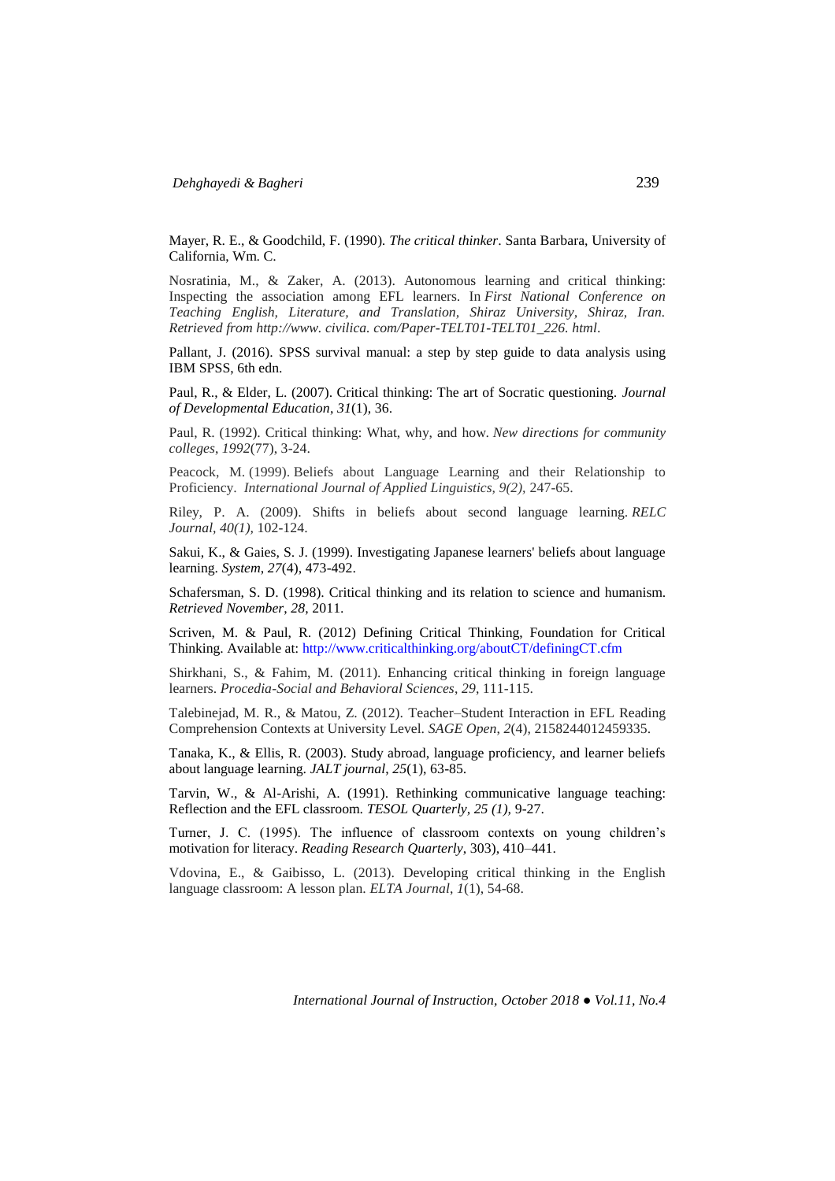Mayer, R. E., & Goodchild, F. (1990). *The critical thinker*. Santa Barbara, University of California, Wm. C.

Nosratinia, M., & Zaker, A. (2013). Autonomous learning and critical thinking: Inspecting the association among EFL learners. In *First National Conference on Teaching English, Literature, and Translation, Shiraz University, Shiraz, Iran. Retrieved from http://www. civilica. com/Paper-TELT01-TELT01_226. html*.

Pallant, J. (2016). SPSS survival manual: a step by step guide to data analysis using IBM SPSS, 6th edn.

Paul, R., & Elder, L. (2007). Critical thinking: The art of Socratic questioning. *Journal of Developmental Education*, *31*(1), 36.

Paul, R. (1992). Critical thinking: What, why, and how. *New directions for community colleges*, *1992*(77), 3-24.

Peacock, M. (1999). Beliefs about Language Learning and their Relationship to Proficiency. *International Journal of Applied Linguistics, 9(2),* 247-65.

Riley, P. A. (2009). Shifts in beliefs about second language learning. *RELC Journal, 40(1),* 102-124.

Sakui, K., & Gaies, S. J. (1999). Investigating Japanese learners' beliefs about language learning. *System*, *27*(4), 473-492.

Schafersman, S. D. (1998). Critical thinking and its relation to science and humanism. *Retrieved November*, *28*, 2011.

Scriven, M. & Paul, R. (2012) Defining Critical Thinking, Foundation for Critical Thinking. Available at: http://www.criticalthinking.org/aboutCT/definingCT.cfm

Shirkhani, S., & Fahim, M. (2011). Enhancing critical thinking in foreign language learners. *Procedia-Social and Behavioral Sciences*, *29*, 111-115.

Talebinejad, M. R., & Matou, Z. (2012). Teacher–Student Interaction in EFL Reading Comprehension Contexts at University Level. *SAGE Open*, *2*(4), 2158244012459335.

Tanaka, K., & Ellis, R. (2003). Study abroad, language proficiency, and learner beliefs about language learning. *JALT journal*, *25*(1), 63-85.

Tarvin, W., & Al-Arishi, A. (1991). Rethinking communicative language teaching: Reflection and the EFL classroom. *TESOL Quarterly, 25 (1),* 9-27.

Turner, J. C. (1995). The influence of classroom contexts on young children's motivation for literacy. *Reading Research Quarterly*, 303), 410–441.

Vdovina, E., & Gaibisso, L. (2013). Developing critical thinking in the English language classroom: A lesson plan. *ELTA Journal*, *1*(1), 54-68.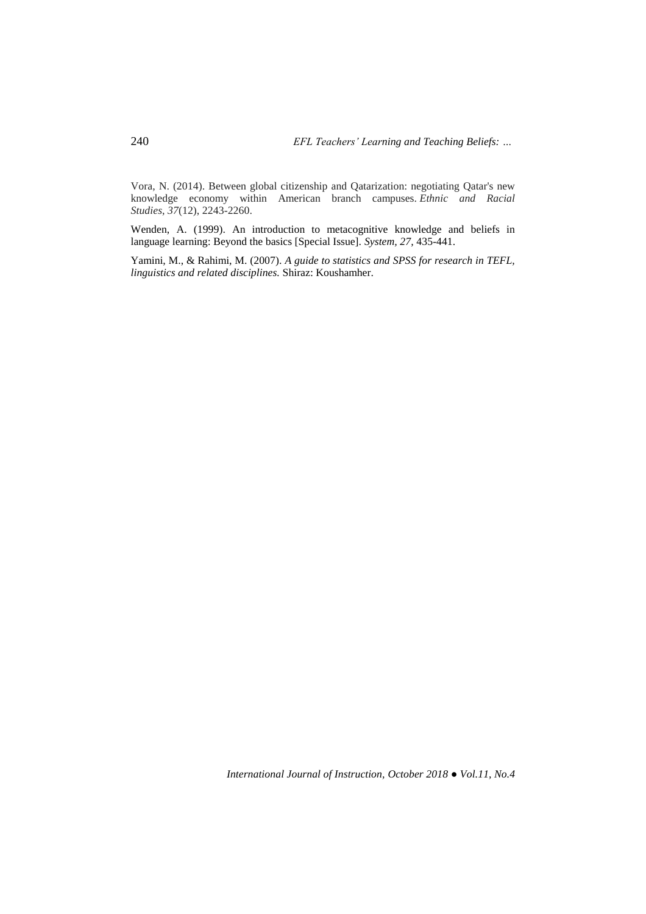Vora, N. (2014). Between global citizenship and Qatarization: negotiating Qatar's new knowledge economy within American branch campuses. *Ethnic and Racial Studies*, *37*(12), 2243-2260.

Wenden, A. (1999). An introduction to metacognitive knowledge and beliefs in language learning: Beyond the basics [Special Issue]. *System, 27*, 435-441.

Yamini, M., & Rahimi, M. (2007). *A guide to statistics and SPSS for research in TEFL, linguistics and related disciplines.* Shiraz: Koushamher.